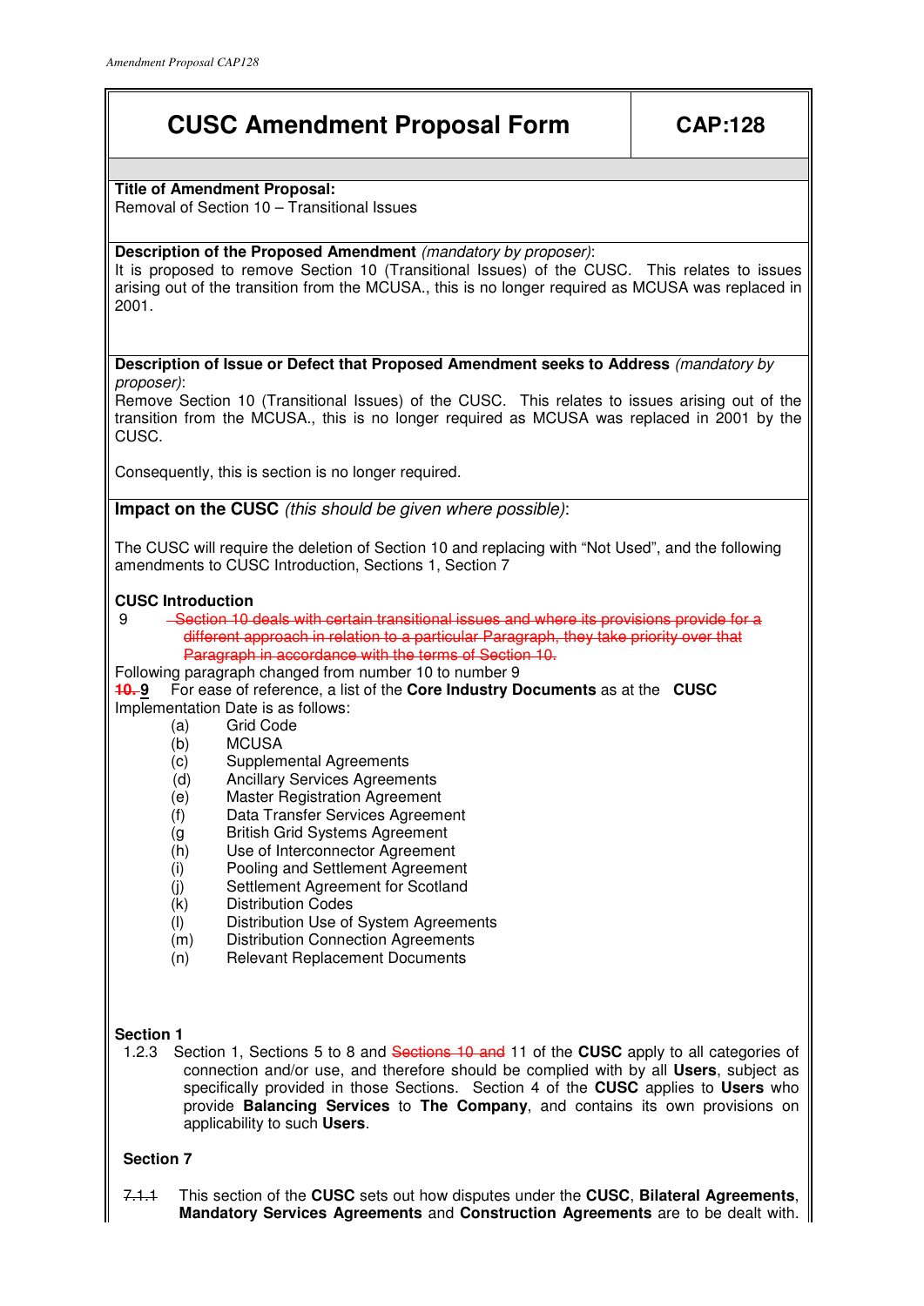# CUSC Amendment Proposal Form

**CAP:128**

**Title of Amendment Proposal:**
Removal of Section 10 – Transitional Issues

**Description of the Proposed Amendment** *(mandatory by proposer)*:
It is proposed to remove Section 10 (Transitional Issues) of the CUSC. This relates to issues arising out of the transition from the MCUSA., this is no longer required as MCUSA was replaced in 2001.

**Description of Issue or Defect that Proposed Amendment seeks to Address** *(mandatory by proposer)*:
Remove Section 10 (Transitional Issues) of the CUSC. This relates to issues arising out of the transition from the MCUSA., this is no longer required as MCUSA was replaced in 2001 by the CUSC.

Consequently, this is section is no longer required.

**Impact on the CUSC** *(this should be given where possible)*:

The CUSC will require the deletion of Section 10 and replacing with "Not Used", and the following amendments to CUSC Introduction, Sections 1, Section 7

**CUSC Introduction**

9 ~~Section 10 deals with certain transitional issues and where its provisions provide for a different approach in relation to a particular Paragraph, they take priority over that Paragraph in accordance with the terms of Section 10.~~

Following paragraph changed from number 10 to number 9

~~10.~~ **9** For ease of reference, a list of the **Core Industry Documents** as at the **CUSC** Implementation Date is as follows:

- (a) Grid Code
- (b) MCUSA
- (c) Supplemental Agreements
- (d) Ancillary Services Agreements
- (e) Master Registration Agreement
- (f) Data Transfer Services Agreement
- (g British Grid Systems Agreement
- (h) Use of Interconnector Agreement
- (i) Pooling and Settlement Agreement
- (j) Settlement Agreement for Scotland
- (k) Distribution Codes
- (l) Distribution Use of System Agreements
- (m) Distribution Connection Agreements
- (n) Relevant Replacement Documents

**Section 1**

1.2.3 Section 1, Sections 5 to 8 and ~~Sections 10 and~~ 11 of the **CUSC** apply to all categories of connection and/or use, and therefore should be complied with by all **Users**, subject as specifically provided in those Sections. Section 4 of the **CUSC** applies to **Users** who provide **Balancing Services** to **The Company**, and contains its own provisions on applicability to such **Users**.

**Section 7**

~~7.1.1~~ This section of the **CUSC** sets out how disputes under the **CUSC**, **Bilateral Agreements**, **Mandatory Services Agreements** and **Construction Agreements** are to be dealt with.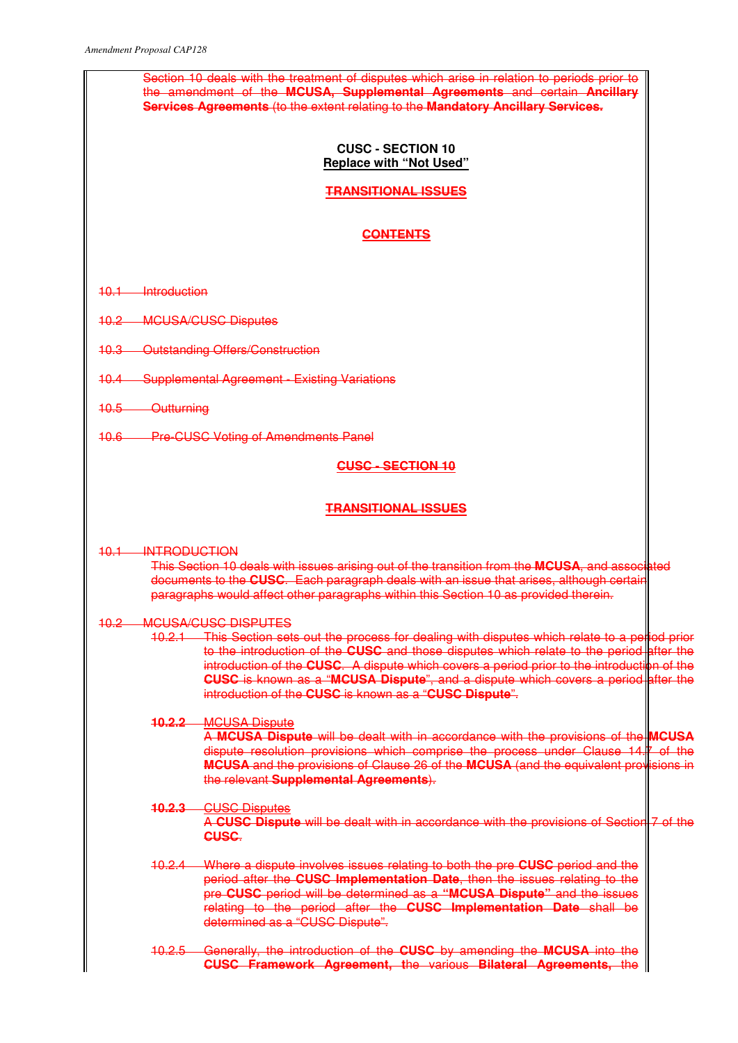~~Section 10 deals with the treatment of disputes which arise in relation to periods prior to the amendment of the **MCUSA, Supplemental Agreements** and certain **Ancillary Services Agreements** (to the extent relating to the **Mandatory Ancillary Services.**~~

**CUSC - SECTION 10**

**Replace with "Not Used"**

**~~TRANSITIONAL ISSUES~~**

**~~CONTENTS~~**

~~10.1 Introduction~~

~~10.2 MCUSA/CUSC Disputes~~

~~10.3 Outstanding Offers/Construction~~

~~10.4 Supplemental Agreement - Existing Variations~~

~~10.5 Outturning~~

~~10.6 Pre-CUSC Voting of Amendments Panel~~

**~~CUSC - SECTION 10~~**

**~~TRANSITIONAL ISSUES~~**

~~10.1 INTRODUCTION~~

~~This Section 10 deals with issues arising out of the transition from the **MCUSA**, and associated documents to the **CUSC**. Each paragraph deals with an issue that arises, although certain paragraphs would affect other paragraphs within this Section 10 as provided therein.~~

~~10.2 MCUSA/CUSC DISPUTES~~

~~10.2.1 This Section sets out the process for dealing with disputes which relate to a period prior to the introduction of the **CUSC** and those disputes which relate to the period after the introduction of the **CUSC**. A dispute which covers a period prior to the introduction of the **CUSC** is known as a "**MCUSA Dispute**", and a dispute which covers a period after the introduction of the **CUSC** is known as a "**CUSC Dispute**".~~

~~**10.2.2** MCUSA Dispute~~

~~A **MCUSA Dispute** will be dealt with in accordance with the provisions of the **MCUSA** dispute resolution provisions which comprise the process under Clause 14.7 of the **MCUSA** and the provisions of Clause 26 of the **MCUSA** (and the equivalent provisions in the relevant **Supplemental Agreements**).~~

~~**10.2.3** CUSC Disputes~~

~~A **CUSC Dispute** will be dealt with in accordance with the provisions of Section 7 of the **CUSC**.~~

~~10.2.4 Where a dispute involves issues relating to both the pre **CUSC** period and the period after the **CUSC Implementation Date**, then the issues relating to the pre **CUSC** period will be determined as a **"MCUSA Dispute"** and the issues relating to the period after the **CUSC Implementation Date** shall be determined as a "CUSC Dispute".~~

~~10.2.5 Generally, the introduction of the **CUSC** by amending the **MCUSA** into the **CUSC Framework Agreement, t**he various **Bilateral Agreements,** the~~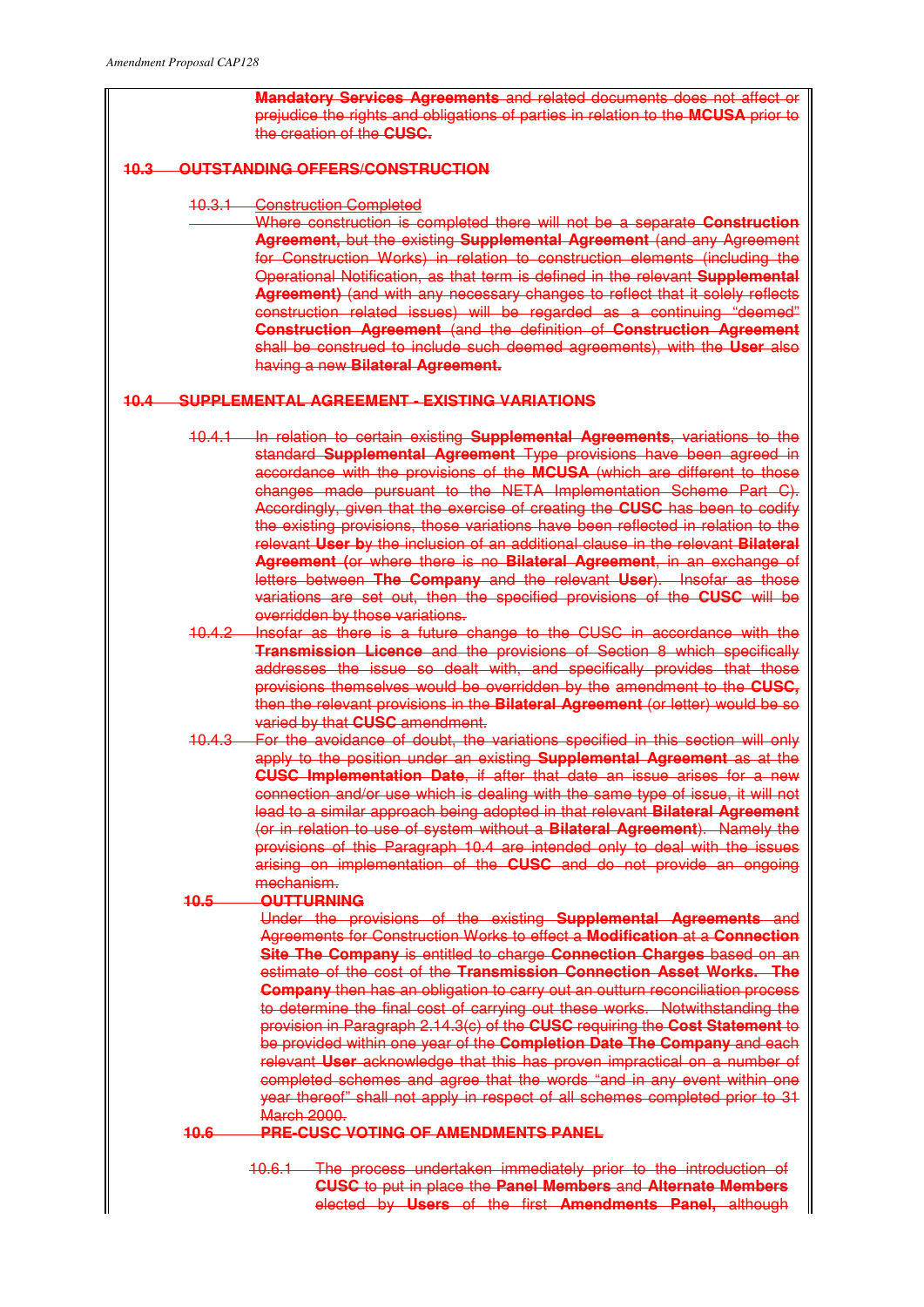**Mandatory Services Agreements** and related documents does not affect or prejudice the rights and obligations of parties in relation to the **MCUSA** prior to the creation of the **CUSC.**

## 10.3 OUTSTANDING OFFERS/CONSTRUCTION

10.3.1 Construction Completed

Where construction is completed there will not be a separate **Construction Agreement,** but the existing **Supplemental Agreement** (and any Agreement for Construction Works) in relation to construction elements (including the Operational Notification, as that term is defined in the relevant **Supplemental Agreement)** (and with any necessary changes to reflect that it solely reflects construction related issues) will be regarded as a continuing "deemed" **Construction Agreement** (and the definition of **Construction Agreement** shall be construed to include such deemed agreements), with the **User** also having a new **Bilateral Agreement.**

## 10.4 SUPPLEMENTAL AGREEMENT - EXISTING VARIATIONS

10.4.1 In relation to certain existing **Supplemental Agreements**, variations to the standard **Supplemental Agreement** Type provisions have been agreed in accordance with the provisions of the **MCUSA** (which are different to those changes made pursuant to the NETA Implementation Scheme Part C). Accordingly, given that the exercise of creating the **CUSC** has been to codify the existing provisions, those variations have been reflected in relation to the relevant **User b**y the inclusion of an additional clause in the relevant **Bilateral Agreement (**or where there is no **Bilateral Agreement**, in an exchange of letters between **The Company** and the relevant **User**). Insofar as those variations are set out, then the specified provisions of the **CUSC** will be overridden by those variations.

10.4.2 Insofar as there is a future change to the CUSC in accordance with the **Transmission Licence** and the provisions of Section 8 which specifically addresses the issue so dealt with, and specifically provides that those provisions themselves would be overridden by the amendment to the **CUSC,** then the relevant provisions in the **Bilateral Agreement** (or letter) would be so varied by that **CUSC** amendment.

10.4.3 For the avoidance of doubt, the variations specified in this section will only apply to the position under an existing **Supplemental Agreement** as at the **CUSC Implementation Date**, if after that date an issue arises for a new connection and/or use which is dealing with the same type of issue, it will not lead to a similar approach being adopted in that relevant **Bilateral Agreement** (or in relation to use of system without a **Bilateral Agreement**). Namely the provisions of this Paragraph 10.4 are intended only to deal with the issues arising on implementation of the **CUSC** and do not provide an ongoing mechanism.

## 10.5 OUTTURNING

Under the provisions of the existing **Supplemental Agreements** and Agreements for Construction Works to effect a **Modification** at a **Connection Site The Company** is entitled to charge **Connection Charges** based on an estimate of the cost of the **Transmission Connection Asset Works. The Company** then has an obligation to carry out an outturn reconciliation process to determine the final cost of carrying out these works. Notwithstanding the provision in Paragraph 2.14.3(c) of the **CUSC** requiring the **Cost Statement** to be provided within one year of the **Completion Date The Company** and each relevant **User** acknowledge that this has proven impractical on a number of completed schemes and agree that the words "and in any event within one year thereof" shall not apply in respect of all schemes completed prior to 31 March 2000.

## 10.6 PRE-CUSC VOTING OF AMENDMENTS PANEL

10.6.1 The process undertaken immediately prior to the introduction of **CUSC** to put in place the **Panel Members** and **Alternate Members** elected by **Users** of the first **Amendments Panel,** although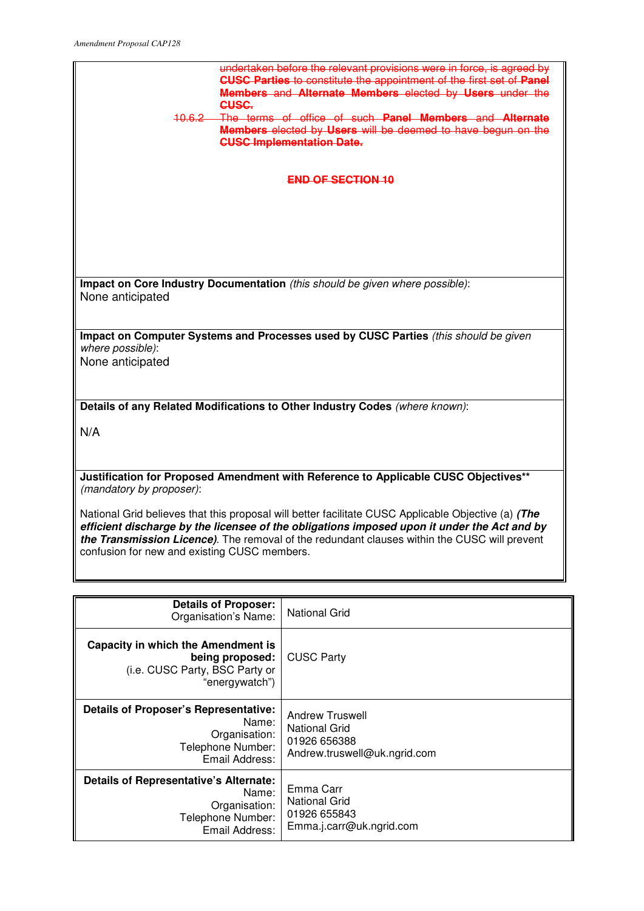~~undertaken before the relevant provisions were in force, is agreed by **CUSC Parties** to constitute the appointment of the first set of **Panel Members** and **Alternate Members** elected by **Users** under the **CUSC**.~~

~~10.6.2 The terms of office of such **Panel Members** and **Alternate Members** elected by **Users** will be deemed to have begun on the **CUSC Implementation Date**.~~

~~**END OF SECTION 10**~~

**Impact on Core Industry Documentation** *(this should be given where possible)*:
None anticipated

**Impact on Computer Systems and Processes used by CUSC Parties** *(this should be given where possible)*:
None anticipated

**Details of any Related Modifications to Other Industry Codes** *(where known)*:

N/A

**Justification for Proposed Amendment with Reference to Applicable CUSC Objectives**** *(mandatory by proposer)*:

National Grid believes that this proposal will better facilitate CUSC Applicable Objective (a) ***(The efficient discharge by the licensee of the obligations imposed upon it under the Act and by the Transmission Licence)***. The removal of the redundant clauses within the CUSC will prevent confusion for new and existing CUSC members.

| | |
|---|---|
| **Details of Proposer:** Organisation's Name: | National Grid |
| **Capacity in which the Amendment is being proposed:** (i.e. CUSC Party, BSC Party or "energywatch") | CUSC Party |
| **Details of Proposer's Representative:** Name: Organisation: Telephone Number: Email Address: | Andrew Truswell<br>National Grid<br>01926 656388<br>Andrew.truswell@uk.ngrid.com |
| **Details of Representative's Alternate:** Name: Organisation: Telephone Number: Email Address: | Emma Carr<br>National Grid<br>01926 655843<br>Emma.j.carr@uk.ngrid.com |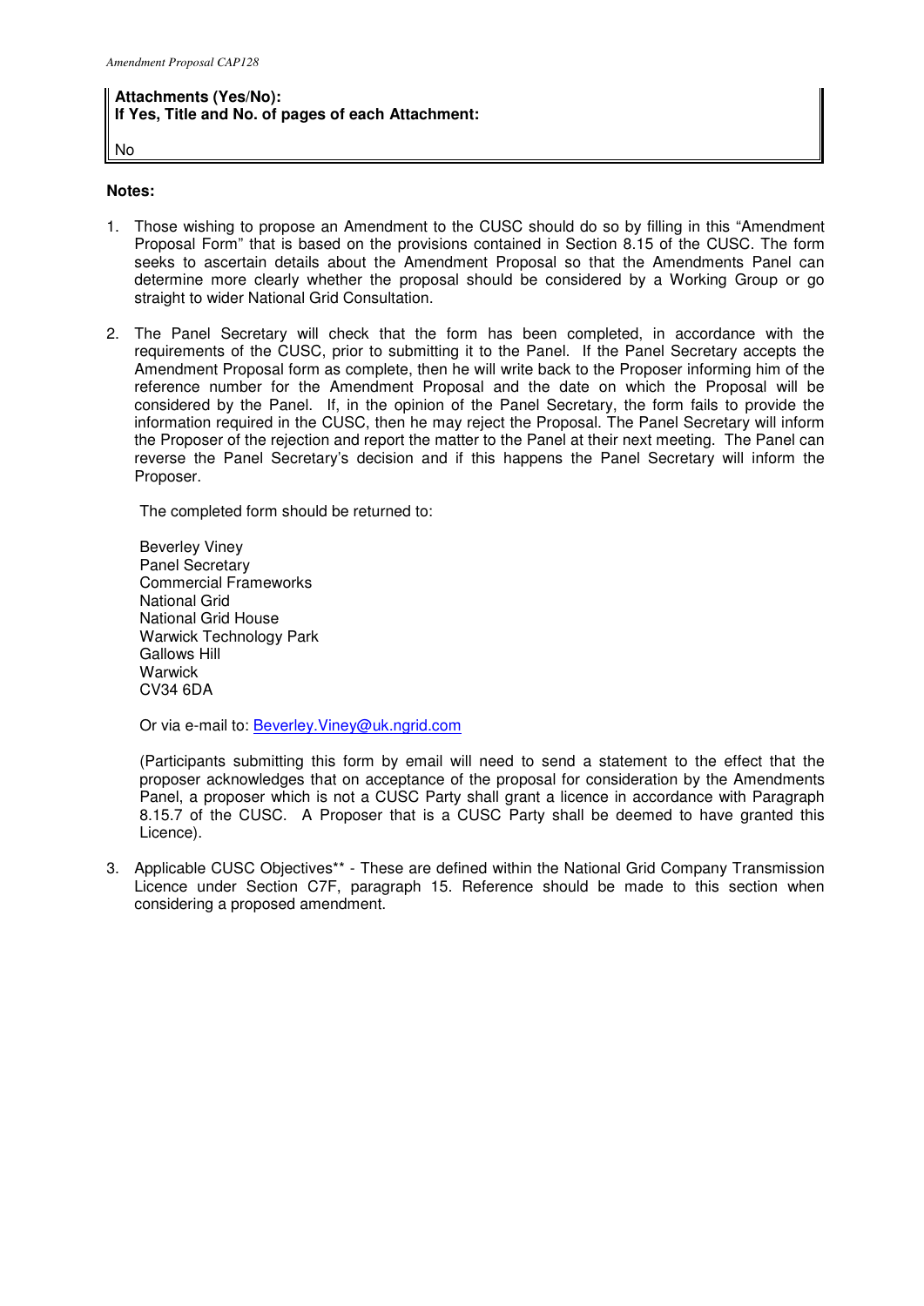**Attachments (Yes/No):**
**If Yes, Title and No. of pages of each Attachment:**

No

**Notes:**

1. Those wishing to propose an Amendment to the CUSC should do so by filling in this "Amendment Proposal Form" that is based on the provisions contained in Section 8.15 of the CUSC. The form seeks to ascertain details about the Amendment Proposal so that the Amendments Panel can determine more clearly whether the proposal should be considered by a Working Group or go straight to wider National Grid Consultation.

2. The Panel Secretary will check that the form has been completed, in accordance with the requirements of the CUSC, prior to submitting it to the Panel. If the Panel Secretary accepts the Amendment Proposal form as complete, then he will write back to the Proposer informing him of the reference number for the Amendment Proposal and the date on which the Proposal will be considered by the Panel. If, in the opinion of the Panel Secretary, the form fails to provide the information required in the CUSC, then he may reject the Proposal. The Panel Secretary will inform the Proposer of the rejection and report the matter to the Panel at their next meeting. The Panel can reverse the Panel Secretary's decision and if this happens the Panel Secretary will inform the Proposer.

   The completed form should be returned to:

   Beverley Viney
   Panel Secretary
   Commercial Frameworks
   National Grid
   National Grid House
   Warwick Technology Park
   Gallows Hill
   Warwick
   CV34 6DA

   Or via e-mail to: Beverley.Viney@uk.ngrid.com

   (Participants submitting this form by email will need to send a statement to the effect that the proposer acknowledges that on acceptance of the proposal for consideration by the Amendments Panel, a proposer which is not a CUSC Party shall grant a licence in accordance with Paragraph 8.15.7 of the CUSC. A Proposer that is a CUSC Party shall be deemed to have granted this Licence).

3. Applicable CUSC Objectives** - These are defined within the National Grid Company Transmission Licence under Section C7F, paragraph 15. Reference should be made to this section when considering a proposed amendment.